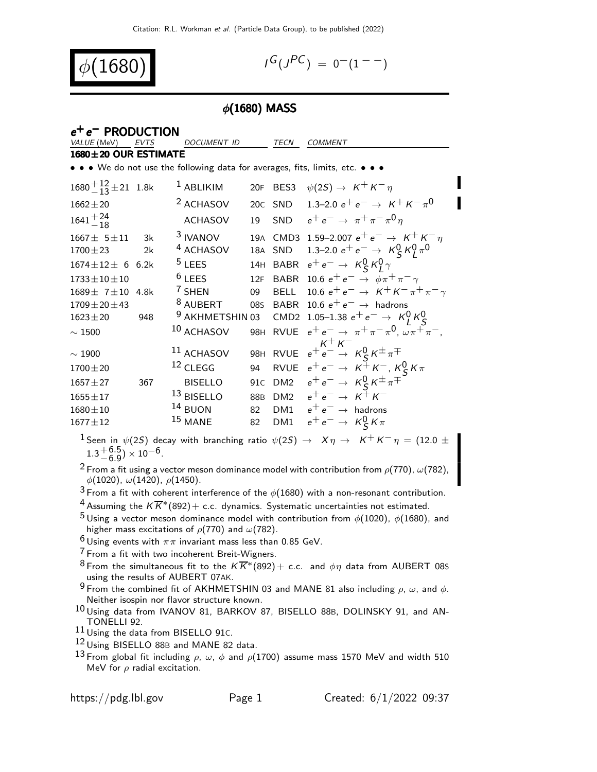# $\phi(1680)$

$I^G(J^{PC}) = 0^-(1^{--})$

## $\phi(1680)$ MASS

### $e^+e^-$ PRODUCTION

| VALUE (MeV) | EVTS | DOCUMENT ID | | TECN | COMMENT |
|---|---|---|---|---|---|
| **1680±20 OUR ESTIMATE** | | | | | |
| • • • We do not use the following data for averages, fits, limits, etc. • • • | | | | | |
| $1680^{+12}_{-13} \pm 21$ | 1.8k | [1] ABLIKIM | 20F | BES3 | $\psi(2S) \rightarrow K^+K^-\eta$ |
| $1662 \pm 20$ | | [2] ACHASOV | 20C | SND | 1.3–2.0 $e^+e^- \rightarrow K^+K^-\pi^0$ |
| $1641^{+24}_{-18}$ | | ACHASOV | 19 | SND | $e^+e^- \rightarrow \pi^+\pi^-\pi^0\eta$ |
| $1667 \pm 5 \pm 11$ | 3k | [3] IVANOV | 19A | CMD3 | 1.59–2.007 $e^+e^- \rightarrow K^+K^-\eta$ |
| $1700 \pm 23$ | 2k | [4] ACHASOV | 18A | SND | 1.3–2.0 $e^+e^- \rightarrow K^0_S K^0_L \pi^0$ |
| $1674 \pm 12 \pm 6$ | 6.2k | [5] LEES | 14H | BABR | $e^+e^- \rightarrow K^0_S K^0_L \gamma$ |
| $1733 \pm 10 \pm 10$ | | [6] LEES | 12F | BABR | 10.6 $e^+e^- \rightarrow \phi\pi^+\pi^-\gamma$ |
| $1689 \pm 7 \pm 10$ | 4.8k | [7] SHEN | 09 | BELL | 10.6 $e^+e^- \rightarrow K^+K^-\pi^+\pi^-\gamma$ |
| $1709 \pm 20 \pm 43$ | | [8] AUBERT | 08S | BABR | 10.6 $e^+e^- \rightarrow$ hadrons |
| $1623 \pm 20$ | 948 | [9] AKHMETSHIN | 03 | CMD2 | 1.05–1.38 $e^+e^- \rightarrow K^0_L K^0_S$ |
| $\sim 1500$ | | [10] ACHASOV | 98H | RVUE | $e^+e^- \rightarrow \pi^+\pi^-\pi^0$, $\omega\pi^+\pi^-$, $K^+K^-$ |
| $\sim 1900$ | | [11] ACHASOV | 98H | RVUE | $e^+e^- \rightarrow K^0_S K^\pm \pi^\mp$ |
| $1700 \pm 20$ | | [12] CLEGG | 94 | RVUE | $e^+e^- \rightarrow K^+K^-$, $K^0_S K\pi$ |
| $1657 \pm 27$ | 367 | BISELLO | 91C | DM2 | $e^+e^- \rightarrow K^0_S K^\pm \pi^\mp$ |
| $1655 \pm 17$ | | [13] BISELLO | 88B | DM2 | $e^+e^- \rightarrow K^+K^-$ |
| $1680 \pm 10$ | | [14] BUON | 82 | DM1 | $e^+e^- \rightarrow$ hadrons |
| $1677 \pm 12$ | | [15] MANE | 82 | DM1 | $e^+e^- \rightarrow K^0_S K\pi$ |

[1] Seen in $\psi(2S)$ decay with branching ratio $\psi(2S) \rightarrow X\eta \rightarrow K^+K^-\eta = (12.0 \pm 1.3^{+6.5}_{-6.9}) \times 10^{-6}$.

[2] From a fit using a vector meson dominance model with contribution from $\rho(770)$, $\omega(782)$, $\phi(1020)$, $\omega(1420)$, $\rho(1450)$.

[3] From a fit with coherent interference of the $\phi(1680)$ with a non-resonant contribution.

[4] Assuming the $K\overline{K}^*(892)+$ c.c. dynamics. Systematic uncertainties not estimated.

[5] Using a vector meson dominance model with contribution from $\phi(1020)$, $\phi(1680)$, and higher mass excitations of $\rho(770)$ and $\omega(782)$.

[6] Using events with $\pi\pi$ invariant mass less than 0.85 GeV.

[7] From a fit with two incoherent Breit-Wigners.

[8] From the simultaneous fit to the $K\overline{K}^*(892)+$ c.c. and $\phi\eta$ data from AUBERT 08S using the results of AUBERT 07AK.

[9] From the combined fit of AKHMETSHIN 03 and MANE 81 also including $\rho$, $\omega$, and $\phi$. Neither isospin nor flavor structure known.

[10] Using data from IVANOV 81, BARKOV 87, BISELLO 88B, DOLINSKY 91, and ANTONELLI 92.

[11] Using the data from BISELLO 91C.

[12] Using BISELLO 88B and MANE 82 data.

[13] From global fit including $\rho$, $\omega$, $\phi$ and $\rho(1700)$ assume mass 1570 MeV and width 510 MeV for $\rho$ radial excitation.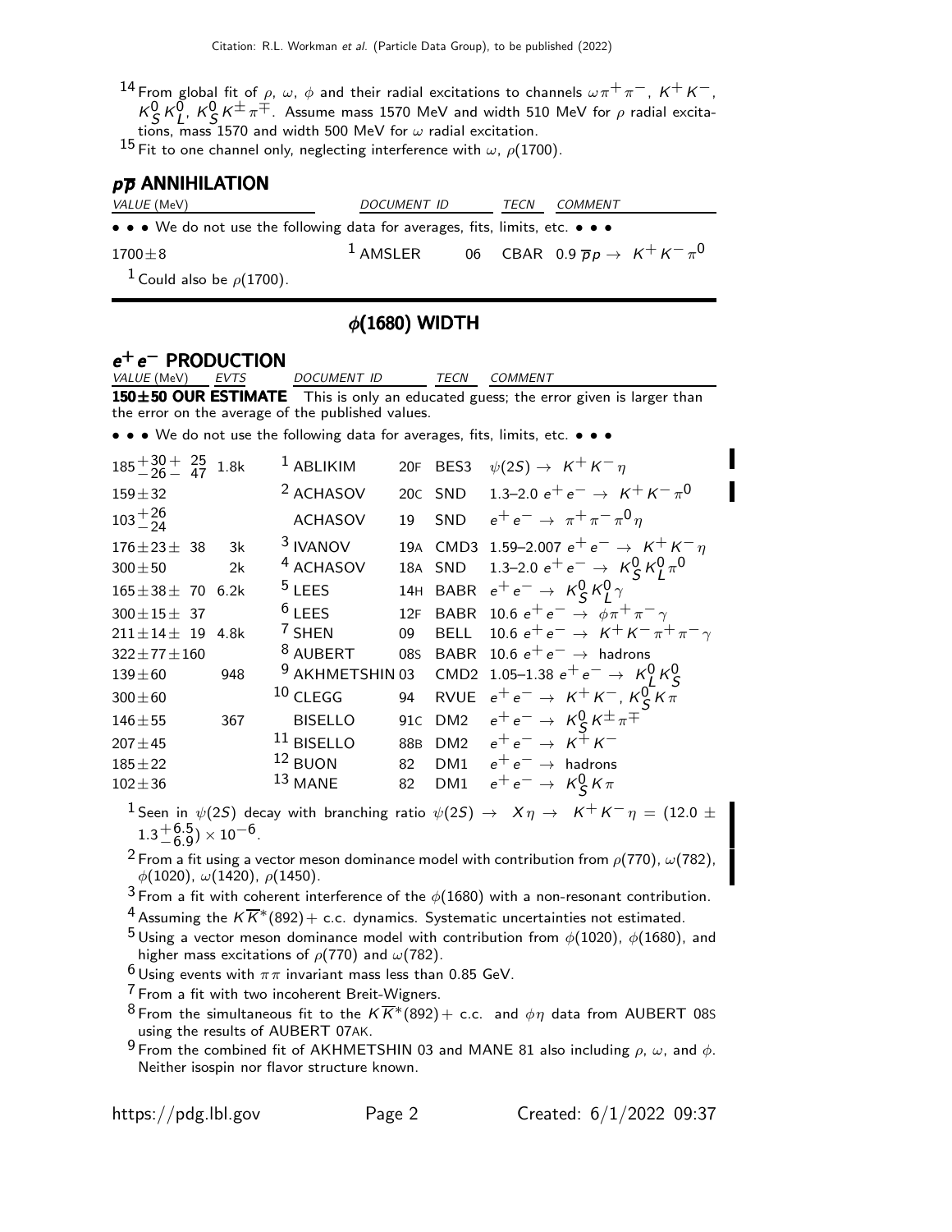[14] From global fit of $\rho$, $\omega$, $\phi$ and their radial excitations to channels $\omega\pi^+\pi^-$, $K^+K^-$, $K^0_S K^0_L$, $K^0_S K^\pm\pi^\mp$. Assume mass 1570 MeV and width 510 MeV for $\rho$ radial excitations, mass 1570 and width 500 MeV for $\omega$ radial excitation.

[15] Fit to one channel only, neglecting interference with $\omega$, $\rho(1700)$.

## $p\overline{p}$ ANNIHILATION

| VALUE (MeV) | DOCUMENT ID | | TECN | COMMENT |
|---|---|---|---|---|
| • • • We do not use the following data for averages, fits, limits, etc. • • • | | | | |
| $1700\pm8$ | [1] AMSLER | 06 | CBAR | $0.9\ \overline{p}p \to K^+K^-\pi^0$ |

[1] Could also be $\rho(1700)$.

# $\phi(1680)$ WIDTH

## $e^+e^-$ PRODUCTION

| VALUE (MeV) | EVTS | DOCUMENT ID | | TECN | COMMENT |
|---|---|---|---|---|---|
| **150±50 OUR ESTIMATE** | | This is only an educated guess; the error given is larger than the error on the average of the published values. | | | |
| • • • We do not use the following data for averages, fits, limits, etc. • • • | | | | | |
| $185^{+30}_{-26}{}^{+25}_{-47}$ | 1.8k | [1] ABLIKIM | 20F | BES3 | $\psi(2S) \to K^+K^-\eta$ |
| $159\pm32$ | | [2] ACHASOV | 20C | SND | 1.3–2.0 $e^+e^- \to K^+K^-\pi^0$ |
| $103^{+26}_{-24}$ | | ACHASOV | 19 | SND | $e^+e^- \to \pi^+\pi^-\pi^0\eta$ |
| $176\pm23\pm38$ | 3k | [3] IVANOV | 19A | CMD3 | 1.59–2.007 $e^+e^- \to K^+K^-\eta$ |
| $300\pm50$ | 2k | [4] ACHASOV | 18A | SND | 1.3–2.0 $e^+e^- \to K^0_S K^0_L\pi^0$ |
| $165\pm38\pm70$ | 6.2k | [5] LEES | 14H | BABR | $e^+e^- \to K^0_S K^0_L\gamma$ |
| $300\pm15\pm37$ | | [6] LEES | 12F | BABR | 10.6 $e^+e^- \to \phi\pi^+\pi^-\gamma$ |
| $211\pm14\pm19$ | 4.8k | [7] SHEN | 09 | BELL | 10.6 $e^+e^- \to K^+K^-\pi^+\pi^-\gamma$ |
| $322\pm77\pm160$ | | [8] AUBERT | 08S | BABR | 10.6 $e^+e^- \to$ hadrons |
| $139\pm60$ | 948 | [9] AKHMETSHIN | 03 | CMD2 | 1.05–1.38 $e^+e^- \to K^0_L K^0_S$ |
| $300\pm60$ | | [10] CLEGG | 94 | RVUE | $e^+e^- \to K^+K^-$, $K^0_S K\pi$ |
| $146\pm55$ | 367 | BISELLO | 91C | DM2 | $e^+e^- \to K^0_S K^\pm\pi^\mp$ |
| $207\pm45$ | | [11] BISELLO | 88B | DM2 | $e^+e^- \to K^+K^-$ |
| $185\pm22$ | | [12] BUON | 82 | DM1 | $e^+e^- \to$ hadrons |
| $102\pm36$ | | [13] MANE | 82 | DM1 | $e^+e^- \to K^0_S K\pi$ |

[1] Seen in $\psi(2S)$ decay with branching ratio $\psi(2S) \to X\eta \to K^+K^-\eta = (12.0 \pm 1.3^{+6.5}_{-6.9}) \times 10^{-6}$.

[2] From a fit using a vector meson dominance model with contribution from $\rho(770)$, $\omega(782)$, $\phi(1020)$, $\omega(1420)$, $\rho(1450)$.

[3] From a fit with coherent interference of the $\phi(1680)$ with a non-resonant contribution.

[4] Assuming the $K\overline{K}^*(892)+$ c.c. dynamics. Systematic uncertainties not estimated.

[5] Using a vector meson dominance model with contribution from $\phi(1020)$, $\phi(1680)$, and higher mass excitations of $\rho(770)$ and $\omega(782)$.

[6] Using events with $\pi\pi$ invariant mass less than 0.85 GeV.

[7] From a fit with two incoherent Breit-Wigners.

[8] From the simultaneous fit to the $K\overline{K}^*(892)+$ c.c. and $\phi\eta$ data from AUBERT 08S using the results of AUBERT 07AK.

[9] From the combined fit of AKHMETSHIN 03 and MANE 81 also including $\rho$, $\omega$, and $\phi$. Neither isospin nor flavor structure known.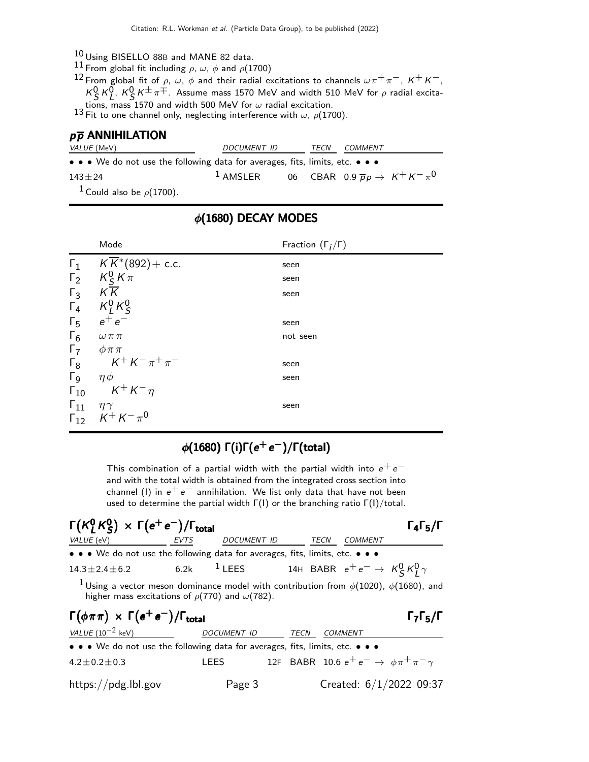[10] Using BISELLO 88B and MANE 82 data.

[11] From global fit including $\rho$, $\omega$, $\phi$ and $\rho(1700)$

[12] From global fit of $\rho$, $\omega$, $\phi$ and their radial excitations to channels $\omega\pi^+\pi^-$, $K^+K^-$, $K^0_S K^0_L$, $K^0_S K^\pm\pi^\mp$. Assume mass 1570 MeV and width 510 MeV for $\rho$ radial excitations, mass 1570 and width 500 MeV for $\omega$ radial excitation.

[13] Fit to one channel only, neglecting interference with $\omega$, $\rho(1700)$.

### $p\overline{p}$ ANNIHILATION

| VALUE (MeV) | DOCUMENT ID | | TECN | COMMENT |
|---|---|---|---|---|
| • • • We do not use the following data for averages, fits, limits, etc. • • • | | | | |
| $143\pm24$ | [1] AMSLER | 06 | CBAR | 0.9 $\overline{p}p \to K^+K^-\pi^0$ |

[1] Could also be $\rho(1700)$.

## $\phi(1680)$ DECAY MODES

| | Mode | Fraction $(\Gamma_i/\Gamma)$ |
|---|---|---|
| $\Gamma_1$ | $K\overline{K}^*(892)+$ c.c. | seen |
| $\Gamma_2$ | $K^0_S K\pi$ | seen |
| $\Gamma_3$ | $K\overline{K}$ | seen |
| $\Gamma_4$ | $K^0_L K^0_S$ | |
| $\Gamma_5$ | $e^+e^-$ | seen |
| $\Gamma_6$ | $\omega\pi\pi$ | not seen |
| $\Gamma_7$ | $\phi\pi\pi$ | |
| $\Gamma_8$ | $K^+K^-\pi^+\pi^-$ | seen |
| $\Gamma_9$ | $\eta\phi$ | seen |
| $\Gamma_{10}$ | $K^+K^-\eta$ | |
| $\Gamma_{11}$ | $\eta\gamma$ | seen |
| $\Gamma_{12}$ | $K^+K^-\pi^0$ | |

## $\phi(1680)$ $\Gamma(i)\Gamma(e^+e^-)/\Gamma(\text{total})$

This combination of a partial width with the partial width into $e^+e^-$ and with the total width is obtained from the integrated cross section into channel (I) in $e^+e^-$ annihilation. We list only data that have not been used to determine the partial width $\Gamma(I)$ or the branching ratio $\Gamma(I)$/total.

### $\Gamma(K^0_L K^0_S) \times \Gamma(e^+e^-)/\Gamma_{\text{total}}$ — $\Gamma_4\Gamma_5/\Gamma$

| VALUE (eV) | EVTS | DOCUMENT ID | | TECN | COMMENT |
|---|---|---|---|---|---|
| • • • We do not use the following data for averages, fits, limits, etc. • • • | | | | | |
| $14.3\pm2.4\pm6.2$ | 6.2k | [1] LEES | 14H | BABR | $e^+e^- \to K^0_S K^0_L \gamma$ |

[1] Using a vector meson dominance model with contribution from $\phi(1020)$, $\phi(1680)$, and higher mass excitations of $\rho(770)$ and $\omega(782)$.

### $\Gamma(\phi\pi\pi) \times \Gamma(e^+e^-)/\Gamma_{\text{total}}$ — $\Gamma_7\Gamma_5/\Gamma$

| VALUE ($10^{-2}$ keV) | DOCUMENT ID | | TECN | COMMENT |
|---|---|---|---|---|
| • • • We do not use the following data for averages, fits, limits, etc. • • • | | | | |
| $4.2\pm0.2\pm0.3$ | LEES | 12F | BABR | 10.6 $e^+e^- \to \phi\pi^+\pi^-\gamma$ |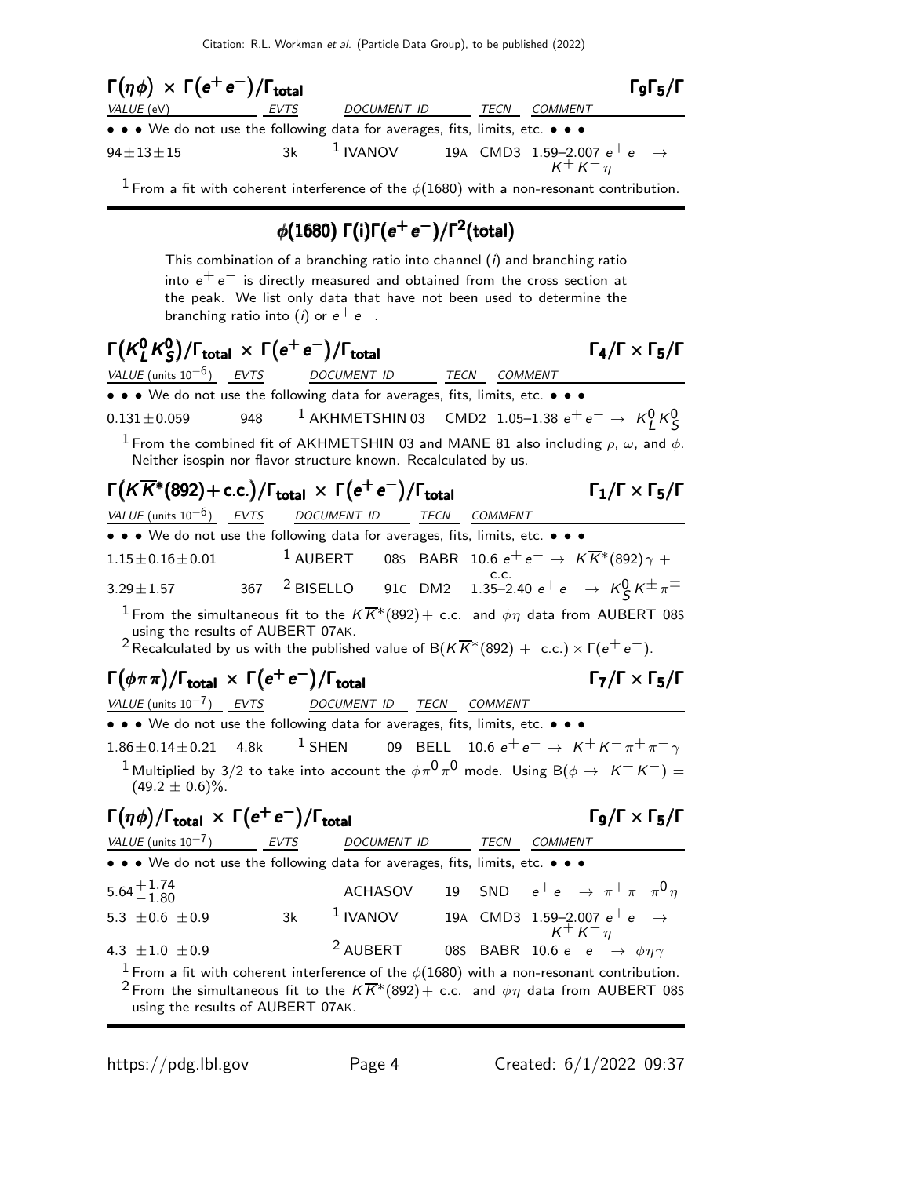### $\Gamma(\eta\phi) \times \Gamma(e^+e^-)/\Gamma_{\text{total}}$ $\Gamma_9\Gamma_5/\Gamma$

| VALUE (eV) | EVTS | DOCUMENT ID | | TECN | COMMENT |
|---|---|---|---|---|---|
| • • • We do not use the following data for averages, fits, limits, etc. • • • | | | | | |
| $94\pm13\pm15$ | 3k | [1] IVANOV | 19A | CMD3 | 1.59–2.007 $e^+e^- \to K^+K^-\eta$ |

[1] From a fit with coherent interference of the $\phi(1680)$ with a non-resonant contribution.

## $\phi(1680)$ $\Gamma(i)\Gamma(e^+e^-)/\Gamma^2(\text{total})$

This combination of a branching ratio into channel $(i)$ and branching ratio into $e^+e^-$ is directly measured and obtained from the cross section at the peak. We list only data that have not been used to determine the branching ratio into $(i)$ or $e^+e^-$.

### $\Gamma(K^0_L K^0_S)/\Gamma_{\text{total}} \times \Gamma(e^+e^-)/\Gamma_{\text{total}}$ $\Gamma_4/\Gamma \times \Gamma_5/\Gamma$

| VALUE (units $10^{-6}$) | EVTS | DOCUMENT ID | | TECN | COMMENT |
|---|---|---|---|---|---|
| • • • We do not use the following data for averages, fits, limits, etc. • • • | | | | | |
| $0.131\pm0.059$ | 948 | [1] AKHMETSHIN | 03 | CMD2 | 1.05–1.38 $e^+e^- \to K^0_L K^0_S$ |

[1] From the combined fit of AKHMETSHIN 03 and MANE 81 also including $\rho$, $\omega$, and $\phi$. Neither isospin nor flavor structure known. Recalculated by us.

### $\Gamma(K\overline{K}^*(892)+\text{c.c.})/\Gamma_{\text{total}} \times \Gamma(e^+e^-)/\Gamma_{\text{total}}$ $\Gamma_1/\Gamma \times \Gamma_5/\Gamma$

| VALUE (units $10^{-6}$) | EVTS | DOCUMENT ID | | TECN | COMMENT |
|---|---|---|---|---|---|
| • • • We do not use the following data for averages, fits, limits, etc. • • • | | | | | |
| $1.15\pm0.16\pm0.01$ | | [1] AUBERT | 08S | BABR | 10.6 $e^+e^- \to K\overline{K}^*(892)\gamma$ + c.c. |
| $3.29\pm1.57$ | 367 | [2] BISELLO | 91C | DM2 | 1.35–2.40 $e^+e^- \to K^0_S K^\pm\pi^\mp$ |

[1] From the simultaneous fit to the $K\overline{K}^*(892)+$ c.c. and $\phi\eta$ data from AUBERT 08S using the results of AUBERT 07AK.

[2] Recalculated by us with the published value of $B(K\overline{K}^*(892)+\text{ c.c.})\times\Gamma(e^+e^-)$.

### $\Gamma(\phi\pi\pi)/\Gamma_{\text{total}} \times \Gamma(e^+e^-)/\Gamma_{\text{total}}$ $\Gamma_7/\Gamma \times \Gamma_5/\Gamma$

| VALUE (units $10^{-7}$) | EVTS | DOCUMENT ID | | TECN | COMMENT |
|---|---|---|---|---|---|
| • • • We do not use the following data for averages, fits, limits, etc. • • • | | | | | |
| $1.86\pm0.14\pm0.21$ | 4.8k | [1] SHEN | 09 | BELL | 10.6 $e^+e^- \to K^+K^-\pi^+\pi^-\gamma$ |

[1] Multiplied by 3/2 to take into account the $\phi\pi^0\pi^0$ mode. Using $B(\phi\to K^+K^-) = (49.2\pm0.6)\%$.

### $\Gamma(\eta\phi)/\Gamma_{\text{total}} \times \Gamma(e^+e^-)/\Gamma_{\text{total}}$ $\Gamma_9/\Gamma \times \Gamma_5/\Gamma$

| VALUE (units $10^{-7}$) | EVTS | DOCUMENT ID | | TECN | COMMENT |
|---|---|---|---|---|---|
| • • • We do not use the following data for averages, fits, limits, etc. • • • | | | | | |
| $5.64^{+1.74}_{-1.80}$ | | ACHASOV | 19 | SND | $e^+e^- \to \pi^+\pi^-\pi^0\eta$ |
| $5.3\pm0.6\pm0.9$ | 3k | [1] IVANOV | 19A | CMD3 | 1.59–2.007 $e^+e^- \to K^+K^-\eta$ |
| $4.3\pm1.0\pm0.9$ | | [2] AUBERT | 08S | BABR | 10.6 $e^+e^- \to \phi\eta\gamma$ |

[1] From a fit with coherent interference of the $\phi(1680)$ with a non-resonant contribution.

[2] From the simultaneous fit to the $K\overline{K}^*(892)+$ c.c. and $\phi\eta$ data from AUBERT 08S using the results of AUBERT 07AK.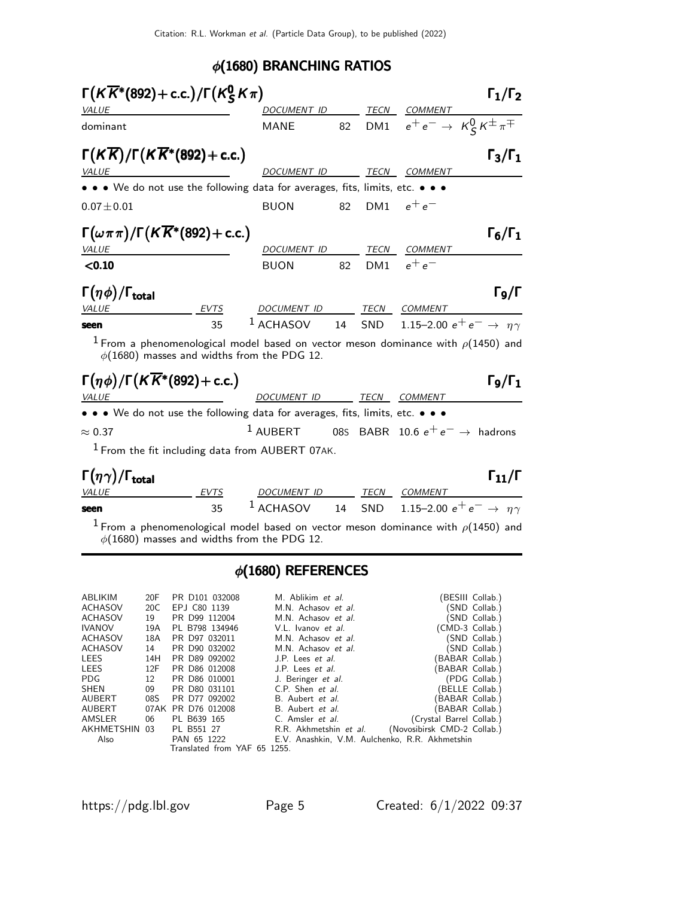## $\phi(1680)$ BRANCHING RATIOS

### $\Gamma(K\overline{K}^*(892)+\text{c.c.})/\Gamma(K^0_S K\pi)$ — $\Gamma_1/\Gamma_2$

| VALUE | DOCUMENT ID | | TECN | COMMENT |
|---|---|---|---|---|
| dominant | MANE | 82 | DM1 | $e^+e^- \to K^0_S K^\pm \pi^\mp$ |

### $\Gamma(K\overline{K})/\Gamma(K\overline{K}^*(892)+\text{c.c.})$ — $\Gamma_3/\Gamma_1$

| VALUE | DOCUMENT ID | | TECN | COMMENT |
|---|---|---|---|---|
| • • • We do not use the following data for averages, fits, limits, etc. • • • | | | | |
| $0.07\pm0.01$ | BUON | 82 | DM1 | $e^+e^-$ |

### $\Gamma(\omega\pi\pi)/\Gamma(K\overline{K}^*(892)+\text{c.c.})$ — $\Gamma_6/\Gamma_1$

| VALUE | DOCUMENT ID | | TECN | COMMENT |
|---|---|---|---|---|
| **<0.10** | BUON | 82 | DM1 | $e^+e^-$ |

### $\Gamma(\eta\phi)/\Gamma_{\text{total}}$ — $\Gamma_9/\Gamma$

| VALUE | EVTS | DOCUMENT ID | | TECN | COMMENT |
|---|---|---|---|---|---|
| **seen** | 35 | [1] ACHASOV | 14 | SND | 1.15–2.00 $e^+e^- \to \eta\gamma$ |

[1] From a phenomenological model based on vector meson dominance with $\rho(1450)$ and $\phi(1680)$ masses and widths from the PDG 12.

### $\Gamma(\eta\phi)/\Gamma(K\overline{K}^*(892)+\text{c.c.})$ — $\Gamma_9/\Gamma_1$

| VALUE | DOCUMENT ID | | TECN | COMMENT |
|---|---|---|---|---|
| • • • We do not use the following data for averages, fits, limits, etc. • • • | | | | |
| $\approx 0.37$ | [1] AUBERT | 08S | BABR | 10.6 $e^+e^- \to$ hadrons |

[1] From the fit including data from AUBERT 07AK.

### $\Gamma(\eta\gamma)/\Gamma_{\text{total}}$ — $\Gamma_{11}/\Gamma$

| VALUE | EVTS | DOCUMENT ID | | TECN | COMMENT |
|---|---|---|---|---|---|
| **seen** | 35 | [1] ACHASOV | 14 | SND | 1.15–2.00 $e^+e^- \to \eta\gamma$ |

[1] From a phenomenological model based on vector meson dominance with $\rho(1450)$ and $\phi(1680)$ masses and widths from the PDG 12.

## $\phi(1680)$ REFERENCES

| | | | | |
|---|---|---|---|---|
| ABLIKIM | 20F | PR D101 032008 | M. Ablikim *et al.* | (BESIII Collab.) |
| ACHASOV | 20C | EPJ C80 1139 | M.N. Achasov *et al.* | (SND Collab.) |
| ACHASOV | 19 | PR D99 112004 | M.N. Achasov *et al.* | (SND Collab.) |
| IVANOV | 19A | PL B798 134946 | V.L. Ivanov *et al.* | (CMD-3 Collab.) |
| ACHASOV | 18A | PR D97 032011 | M.N. Achasov *et al.* | (SND Collab.) |
| ACHASOV | 14 | PR D90 032002 | M.N. Achasov *et al.* | (SND Collab.) |
| LEES | 14H | PR D89 092002 | J.P. Lees *et al.* | (BABAR Collab.) |
| LEES | 12F | PR D86 012008 | J.P. Lees *et al.* | (BABAR Collab.) |
| PDG | 12 | PR D86 010001 | J. Beringer *et al.* | (PDG Collab.) |
| SHEN | 09 | PR D80 031101 | C.P. Shen *et al.* | (BELLE Collab.) |
| AUBERT | 08S | PR D77 092002 | B. Aubert *et al.* | (BABAR Collab.) |
| AUBERT | 07AK | PR D76 012008 | B. Aubert *et al.* | (BABAR Collab.) |
| AMSLER | 06 | PL B639 165 | C. Amsler *et al.* | (Crystal Barrel Collab.) |
| AKHMETSHIN | 03 | PL B551 27 | R.R. Akhmetshin *et al.* | (Novosibirsk CMD-2 Collab.) |
| Also | | PAN 65 1222 | E.V. Anashkin, V.M. Aulchenko, R.R. Akhmetshin | |
| | | Translated from YAF 65 1255. | | |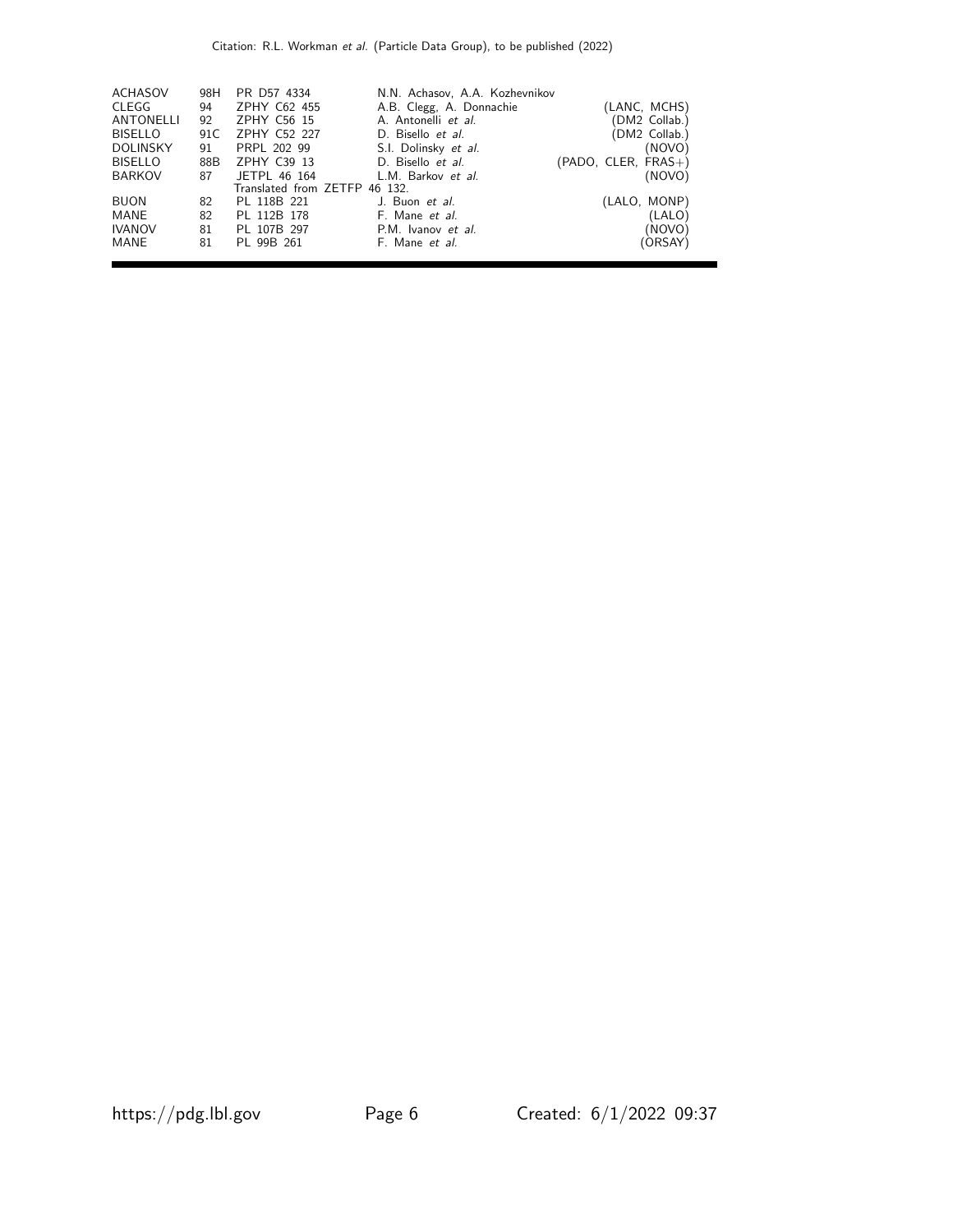| | | | | |
|---|---|---|---|---|
| ACHASOV | 98H | PR D57 4334 | N.N. Achasov, A.A. Kozhevnikov | |
| CLEGG | 94 | ZPHY C62 455 | A.B. Clegg, A. Donnachie | (LANC, MCHS) |
| ANTONELLI | 92 | ZPHY C56 15 | A. Antonelli *et al.* | (DM2 Collab.) |
| BISELLO | 91C | ZPHY C52 227 | D. Bisello *et al.* | (DM2 Collab.) |
| DOLINSKY | 91 | PRPL 202 99 | S.I. Dolinsky *et al.* | (NOVO) |
| BISELLO | 88B | ZPHY C39 13 | D. Bisello *et al.* | (PADO, CLER, FRAS+) |
| BARKOV | 87 | JETPL 46 164 | L.M. Barkov *et al.* | (NOVO) |
| | | Translated from ZETFP 46 132. | | |
| BUON | 82 | PL 118B 221 | J. Buon *et al.* | (LALO, MONP) |
| MANE | 82 | PL 112B 178 | F. Mane *et al.* | (LALO) |
| IVANOV | 81 | PL 107B 297 | P.M. Ivanov *et al.* | (NOVO) |
| MANE | 81 | PL 99B 261 | F. Mane *et al.* | (ORSAY) |